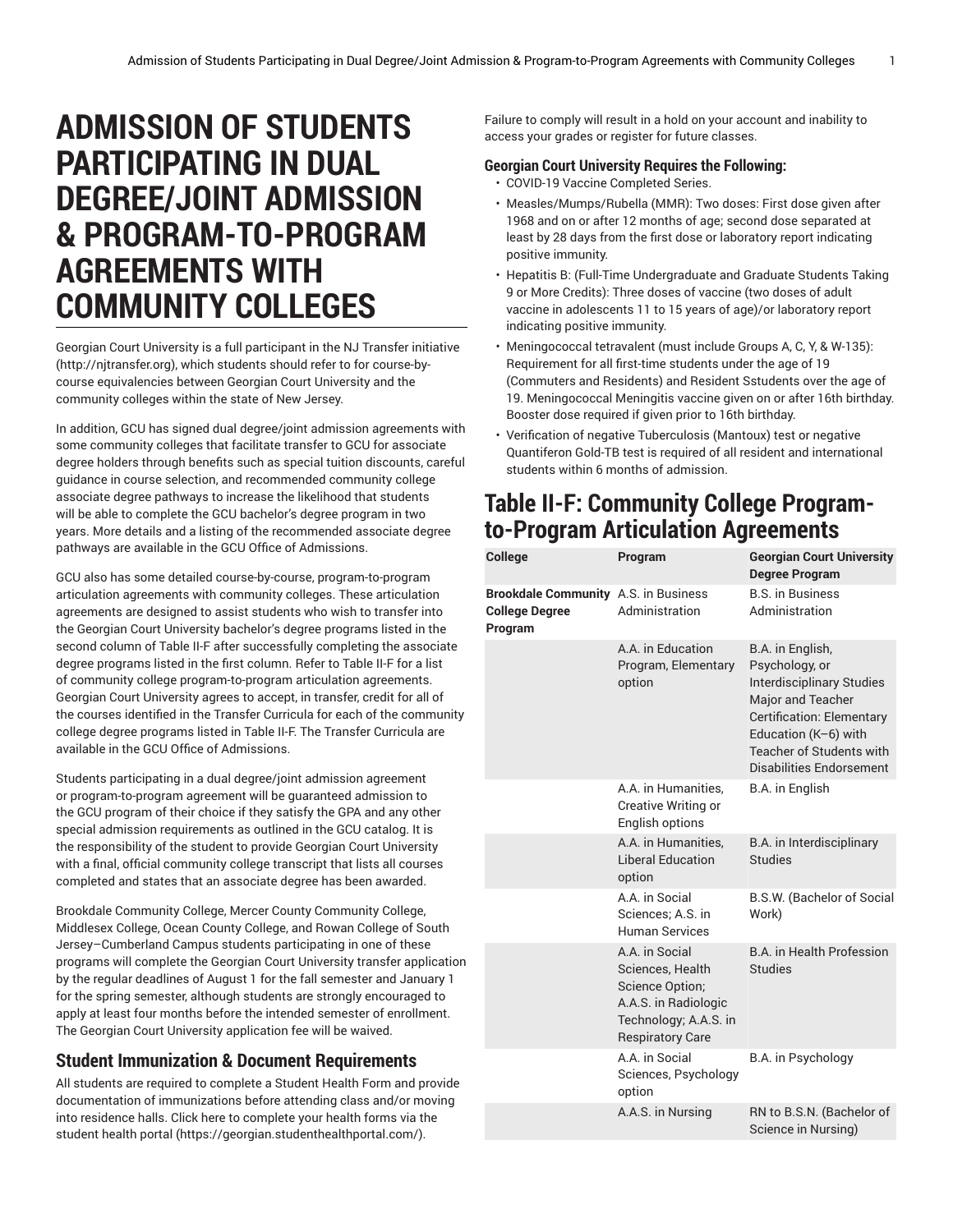# ADMISSION OF STUDENTS PARTICIPATING IN DUAL DEGREE/JOINT ADMISSION & PROGRAM-TO-PROGRAM AGREEMENTS WITH COMMUNITY COLLEGES

Georgian Court University is a full participant in the NJ Transfer initiative (http://njtransfer.org), which students should refer to for course-by-course equivalencies between Georgian Court University and the community colleges within the state of New Jersey.

In addition, GCU has signed dual degree/joint admission agreements with some community colleges that facilitate transfer to GCU for associate degree holders through benefits such as special tuition discounts, careful guidance in course selection, and recommended community college associate degree pathways to increase the likelihood that students will be able to complete the GCU bachelor's degree program in two years. More details and a listing of the recommended associate degree pathways are available in the GCU Office of Admissions.

GCU also has some detailed course-by-course, program-to-program articulation agreements with community colleges. These articulation agreements are designed to assist students who wish to transfer into the Georgian Court University bachelor's degree programs listed in the second column of Table II-F after successfully completing the associate degree programs listed in the first column. Refer to Table II-F for a list of community college program-to-program articulation agreements. Georgian Court University agrees to accept, in transfer, credit for all of the courses identified in the Transfer Curricula for each of the community college degree programs listed in Table II-F. The Transfer Curricula are available in the GCU Office of Admissions.

Students participating in a dual degree/joint admission agreement or program-to-program agreement will be guaranteed admission to the GCU program of their choice if they satisfy the GPA and any other special admission requirements as outlined in the GCU catalog. It is the responsibility of the student to provide Georgian Court University with a final, official community college transcript that lists all courses completed and states that an associate degree has been awarded.

Brookdale Community College, Mercer County Community College, Middlesex College, Ocean County College, and Rowan College of South Jersey–Cumberland Campus students participating in one of these programs will complete the Georgian Court University transfer application by the regular deadlines of August 1 for the fall semester and January 1 for the spring semester, although students are strongly encouraged to apply at least four months before the intended semester of enrollment. The Georgian Court University application fee will be waived.

## Student Immunization & Document Requirements

All students are required to complete a Student Health Form and provide documentation of immunizations before attending class and/or moving into residence halls. Click here to complete your health forms via the student health portal (https://georgian.studenthealthportal.com/). Failure to comply will result in a hold on your account and inability to access your grades or register for future classes.

### Georgian Court University Requires the Following:

- COVID-19 Vaccine Completed Series.
- Measles/Mumps/Rubella (MMR): Two doses: First dose given after 1968 and on or after 12 months of age; second dose separated at least by 28 days from the first dose or laboratory report indicating positive immunity.
- Hepatitis B: (Full-Time Undergraduate and Graduate Students Taking 9 or More Credits): Three doses of vaccine (two doses of adult vaccine in adolescents 11 to 15 years of age)/or laboratory report indicating positive immunity.
- Meningococcal tetravalent (must include Groups A, C, Y, & W-135): Requirement for all first-time students under the age of 19 (Commuters and Residents) and Resident Sstudents over the age of 19. Meningococcal Meningitis vaccine given on or after 16th birthday. Booster dose required if given prior to 16th birthday.
- Verification of negative Tuberculosis (Mantoux) test or negative Quantiferon Gold-TB test is required of all resident and international students within 6 months of admission.

## Table II-F: Community College Program-to-Program Articulation Agreements

| College | Program | Georgian Court University Degree Program |
|---|---|---|
| **Brookdale Community College Degree Program** | A.S. in Business Administration | B.S. in Business Administration |
| | A.A. in Education Program, Elementary option | B.A. in English, Psychology, or Interdisciplinary Studies Major and Teacher Certification: Elementary Education (K–6) with Teacher of Students with Disabilities Endorsement |
| | A.A. in Humanities, Creative Writing or English options | B.A. in English |
| | A.A. in Humanities, Liberal Education option | B.A. in Interdisciplinary Studies |
| | A.A. in Social Sciences; A.S. in Human Services | B.S.W. (Bachelor of Social Work) |
| | A.A. in Social Sciences, Health Science Option; A.A.S. in Radiologic Technology; A.A.S. in Respiratory Care | B.A. in Health Profession Studies |
| | A.A. in Social Sciences, Psychology option | B.A. in Psychology |
| | A.A.S. in Nursing | RN to B.S.N. (Bachelor of Science in Nursing) |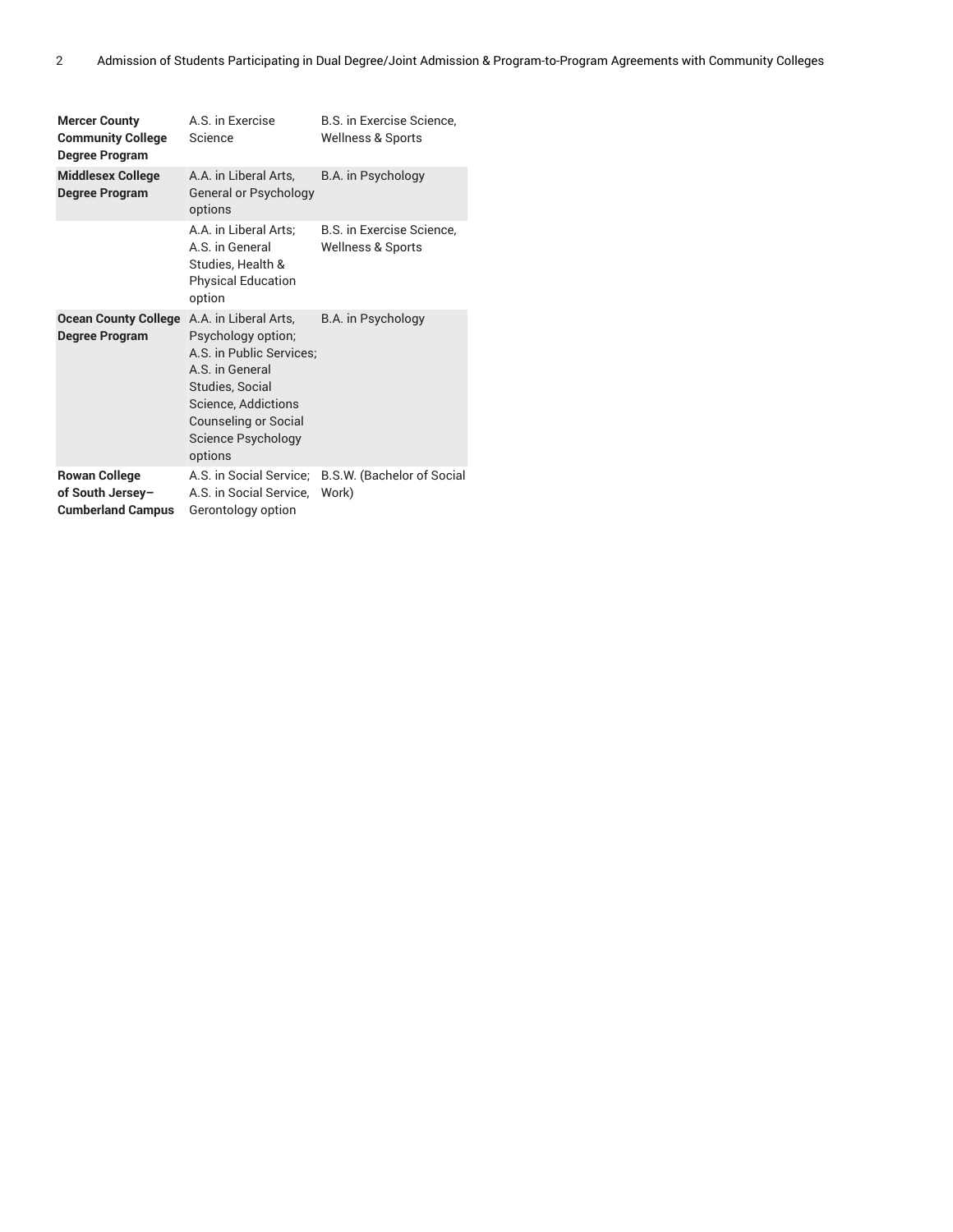| | | |
|---|---|---|
| **Mercer County Community College Degree Program** | A.S. in Exercise Science | B.S. in Exercise Science, Wellness & Sports |
| **Middlesex College Degree Program** | A.A. in Liberal Arts, General or Psychology options | B.A. in Psychology |
| | A.A. in Liberal Arts; A.S. in General Studies, Health & Physical Education option | B.S. in Exercise Science, Wellness & Sports |
| **Ocean County College Degree Program** | A.A. in Liberal Arts, Psychology option; A.S. in Public Services; A.S. in General Studies, Social Science, Addictions Counseling or Social Science Psychology options | B.A. in Psychology |
| **Rowan College of South Jersey–Cumberland Campus** | A.S. in Social Service; A.S. in Social Service, Gerontology option | B.S.W. (Bachelor of Social Work) |